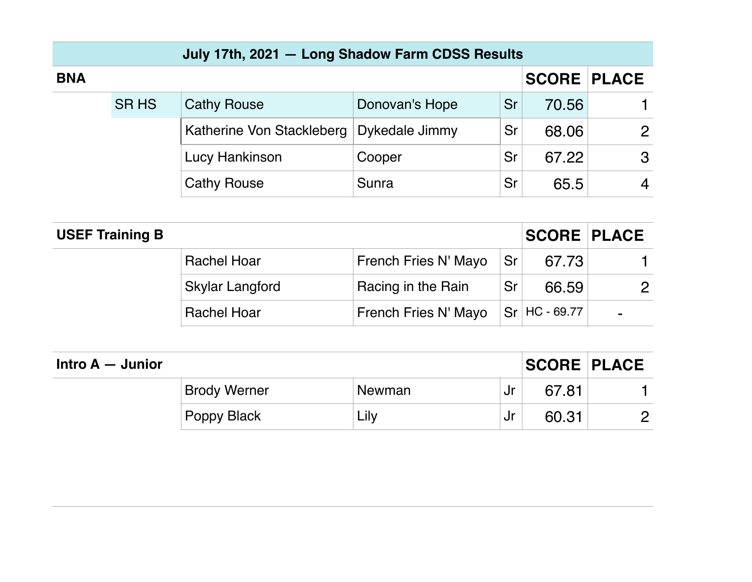## July 17th, 2021 — Long Shadow Farm CDSS Results

| BNA | | | | | SCORE | PLACE |
|---|---|---|---|---|---|---|
| | SR HS | Cathy Rouse | Donovan's Hope | Sr | 70.56 | 1 |
| | | Katherine Von Stackleberg | Dykedale Jimmy | Sr | 68.06 | 2 |
| | | Lucy Hankinson | Cooper | Sr | 67.22 | 3 |
| | | Cathy Rouse | Sunra | Sr | 65.5 | 4 |

| USEF Training B | | | | SCORE | PLACE |
|---|---|---|---|---|---|
| | Rachel Hoar | French Fries N' Mayo | Sr | 67.73 | 1 |
| | Skylar Langford | Racing in the Rain | Sr | 66.59 | 2 |
| | Rachel Hoar | French Fries N' Mayo | Sr | HC - 69.77 | - |

| Intro A — Junior | | | | SCORE | PLACE |
|---|---|---|---|---|---|
| | Brody Werner | Newman | Jr | 67.81 | 1 |
| | Poppy Black | Lily | Jr | 60.31 | 2 |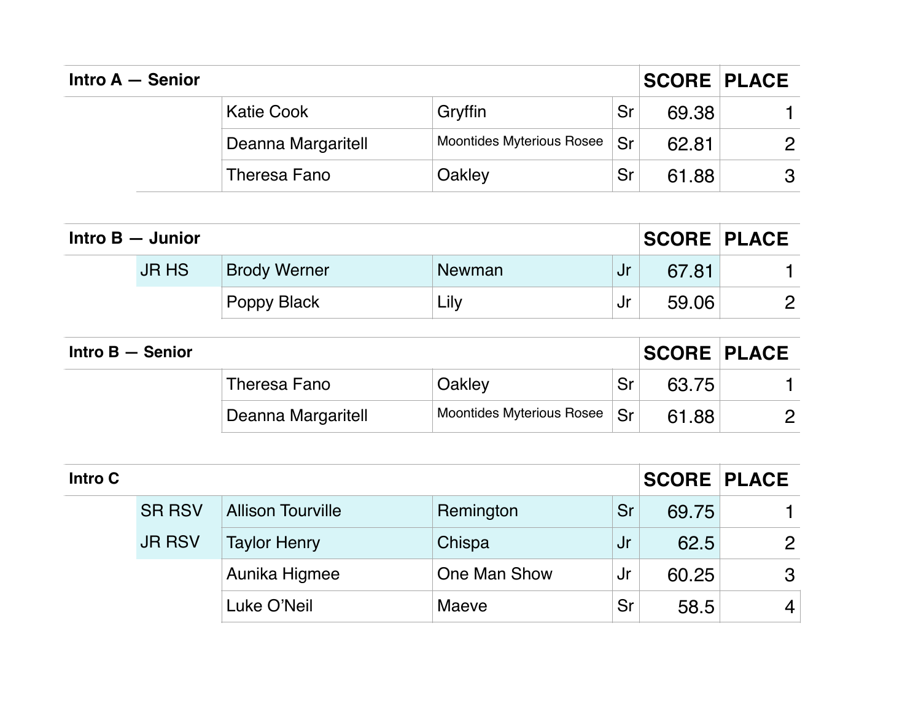| Intro A — Senior | | | | | SCORE | PLACE |
|---|---|---|---|---|---|---|
| | | Katie Cook | Gryffin | Sr | 69.38 | 1 |
| | | Deanna Margaritell | Moontides Myterious Rosee | Sr | 62.81 | 2 |
| | | Theresa Fano | Oakley | Sr | 61.88 | 3 |

| Intro B — Junior | | | | | SCORE | PLACE |
|---|---|---|---|---|---|---|
| | JR HS | Brody Werner | Newman | Jr | 67.81 | 1 |
| | | Poppy Black | Lily | Jr | 59.06 | 2 |

| Intro B — Senior | | | | | SCORE | PLACE |
|---|---|---|---|---|---|---|
| | | Theresa Fano | Oakley | Sr | 63.75 | 1 |
| | | Deanna Margaritell | Moontides Myterious Rosee | Sr | 61.88 | 2 |

| Intro C | | | | | SCORE | PLACE |
|---|---|---|---|---|---|---|
| | SR RSV | Allison Tourville | Remington | Sr | 69.75 | 1 |
| | JR RSV | Taylor Henry | Chispa | Jr | 62.5 | 2 |
| | | Aunika Higmee | One Man Show | Jr | 60.25 | 3 |
| | | Luke O'Neil | Maeve | Sr | 58.5 | 4 |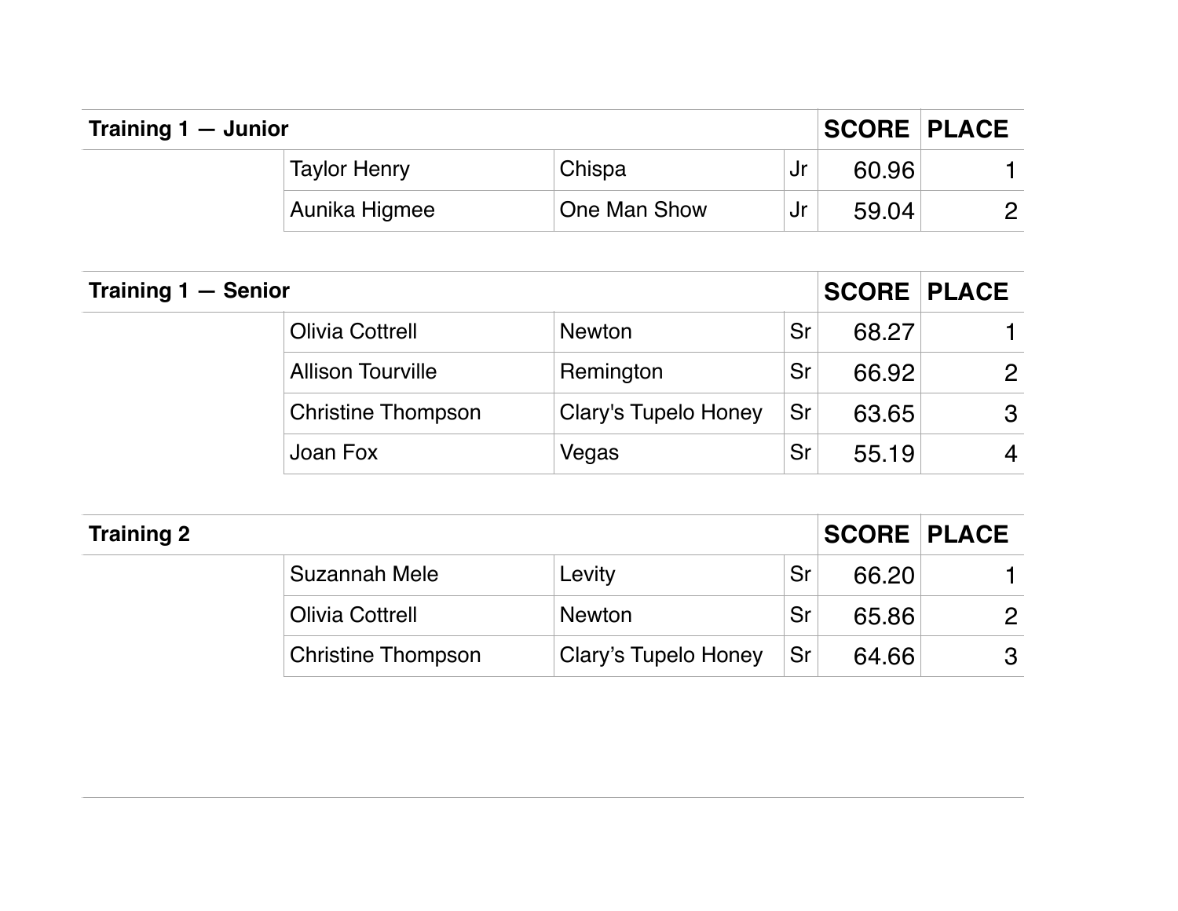| Training 1 — Junior | | | | SCORE | PLACE |
|---|---|---|---|---|---|
| | Taylor Henry | Chispa | Jr | 60.96 | 1 |
| | Aunika Higmee | One Man Show | Jr | 59.04 | 2 |

| Training 1 — Senior | | | | SCORE | PLACE |
|---|---|---|---|---|---|
| | Olivia Cottrell | Newton | Sr | 68.27 | 1 |
| | Allison Tourville | Remington | Sr | 66.92 | 2 |
| | Christine Thompson | Clary's Tupelo Honey | Sr | 63.65 | 3 |
| | Joan Fox | Vegas | Sr | 55.19 | 4 |

| Training 2 | | | | SCORE | PLACE |
|---|---|---|---|---|---|
| | Suzannah Mele | Levity | Sr | 66.20 | 1 |
| | Olivia Cottrell | Newton | Sr | 65.86 | 2 |
| | Christine Thompson | Clary's Tupelo Honey | Sr | 64.66 | 3 |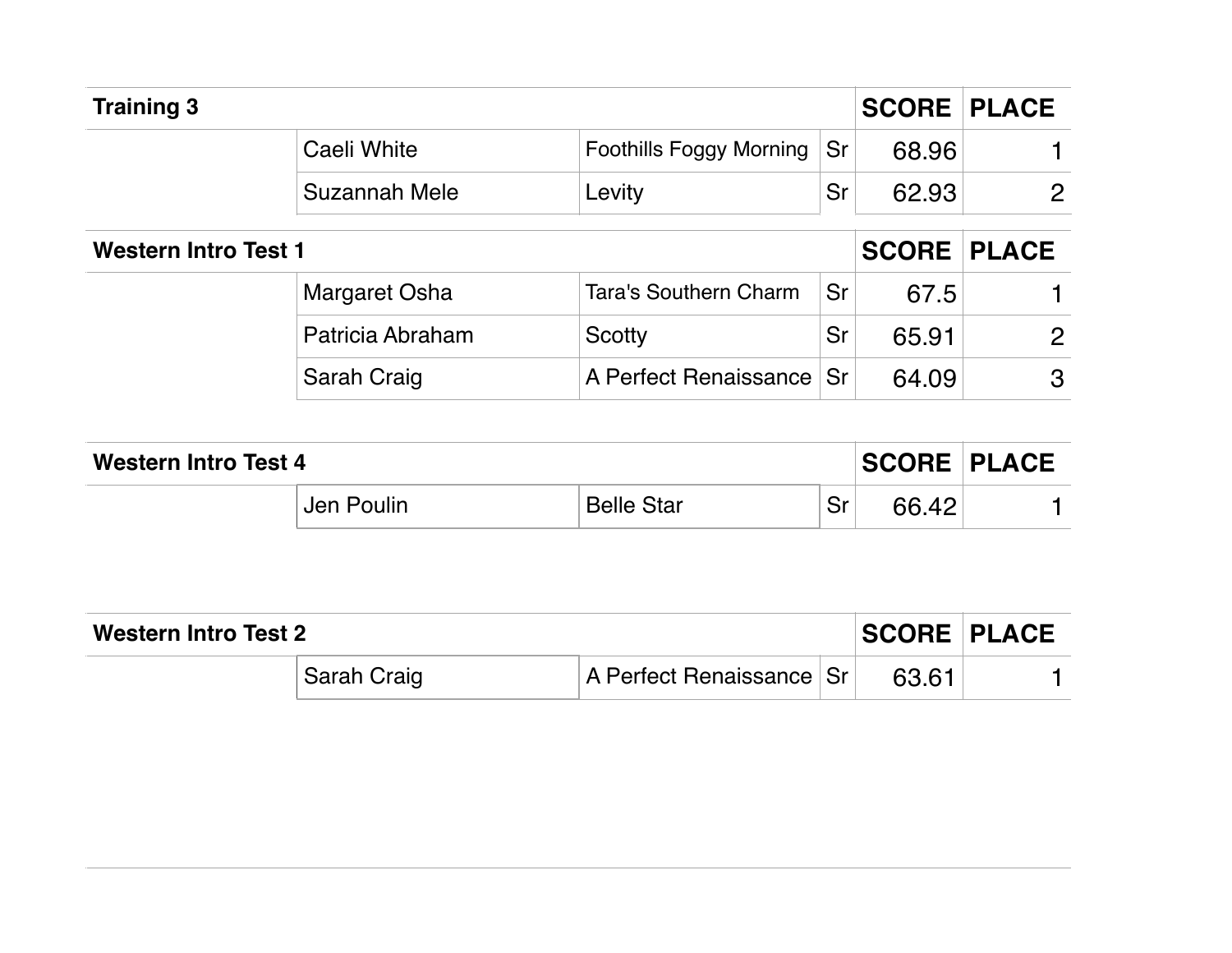| Training 3 | | | | SCORE | PLACE |
|---|---|---|---|---|---|
| | Caeli White | Foothills Foggy Morning | Sr | 68.96 | 1 |
| | Suzannah Mele | Levity | Sr | 62.93 | 2 |

| Western Intro Test 1 | | | | SCORE | PLACE |
|---|---|---|---|---|---|
| | Margaret Osha | Tara's Southern Charm | Sr | 67.5 | 1 |
| | Patricia Abraham | Scotty | Sr | 65.91 | 2 |
| | Sarah Craig | A Perfect Renaissance | Sr | 64.09 | 3 |

| Western Intro Test 4 | | | | SCORE | PLACE |
|---|---|---|---|---|---|
| | Jen Poulin | Belle Star | Sr | 66.42 | 1 |

| Western Intro Test 2 | | | | SCORE | PLACE |
|---|---|---|---|---|---|
| | Sarah Craig | A Perfect Renaissance | Sr | 63.61 | 1 |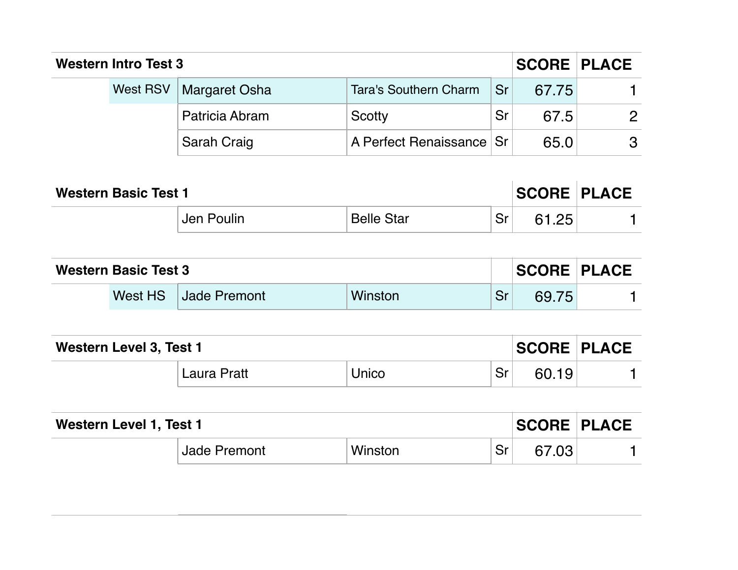| Western Intro Test 3 | | | | SCORE | PLACE |
|---|---|---|---|---|---|
| West RSV | Margaret Osha | Tara's Southern Charm | Sr | 67.75 | 1 |
| | Patricia Abram | Scotty | Sr | 67.5 | 2 |
| | Sarah Craig | A Perfect Renaissance | Sr | 65.0 | 3 |

| Western Basic Test 1 | | | | SCORE | PLACE |
|---|---|---|---|---|---|
| | Jen Poulin | Belle Star | Sr | 61.25 | 1 |

| Western Basic Test 3 | | | | SCORE | PLACE |
|---|---|---|---|---|---|
| West HS | Jade Premont | Winston | Sr | 69.75 | 1 |

| Western Level 3, Test 1 | | | | SCORE | PLACE |
|---|---|---|---|---|---|
| | Laura Pratt | Unico | Sr | 60.19 | 1 |

| Western Level 1, Test 1 | | | | SCORE | PLACE |
|---|---|---|---|---|---|
| | Jade Premont | Winston | Sr | 67.03 | 1 |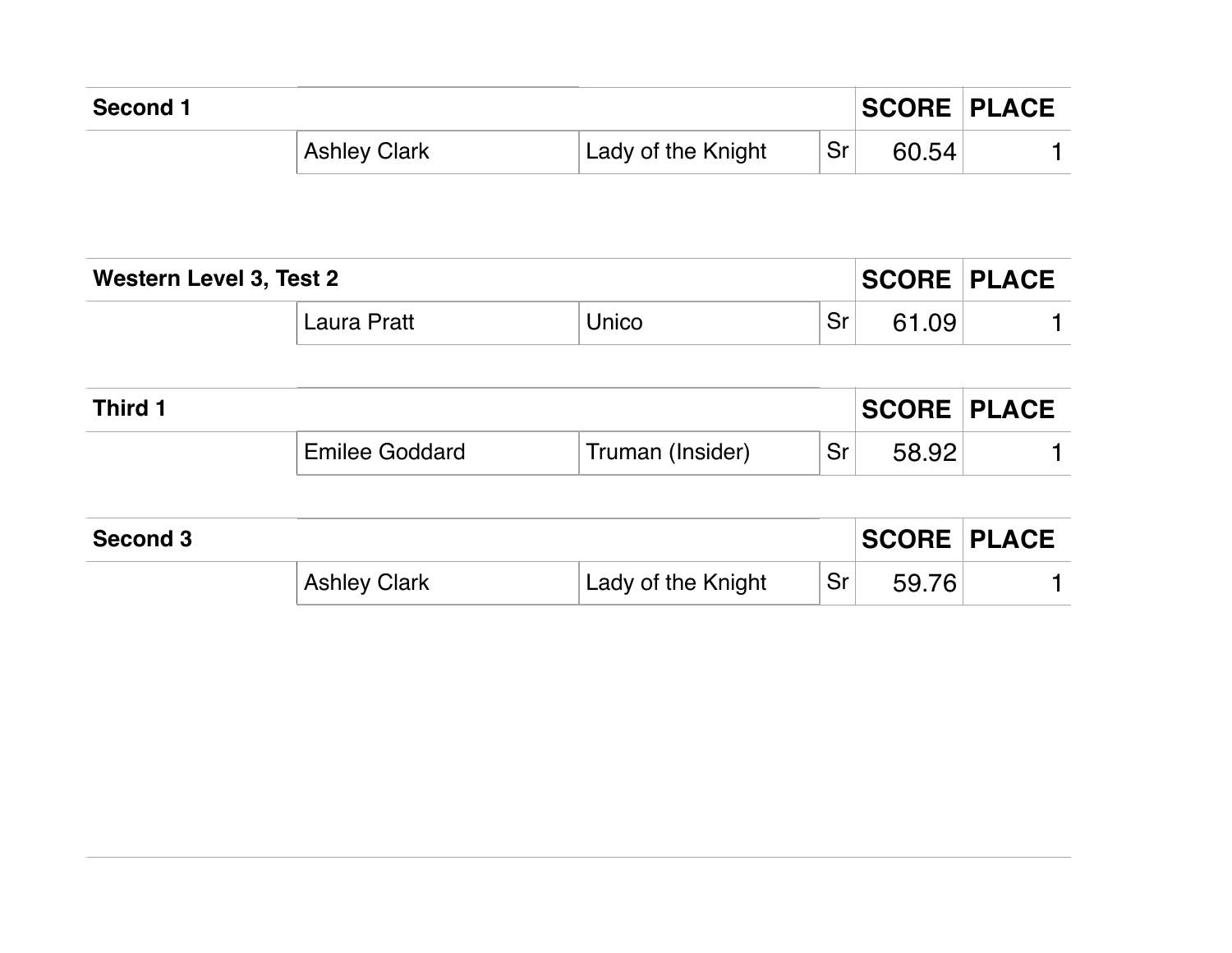| Second 1 | | | | SCORE | PLACE |
|---|---|---|---|---|---|
| | Ashley Clark | Lady of the Knight | Sr | 60.54 | 1 |

| Western Level 3, Test 2 | | | | SCORE | PLACE |
|---|---|---|---|---|---|
| | Laura Pratt | Unico | Sr | 61.09 | 1 |

| Third 1 | | | | SCORE | PLACE |
|---|---|---|---|---|---|
| | Emilee Goddard | Truman (Insider) | Sr | 58.92 | 1 |

| Second 3 | | | | SCORE | PLACE |
|---|---|---|---|---|---|
| | Ashley Clark | Lady of the Knight | Sr | 59.76 | 1 |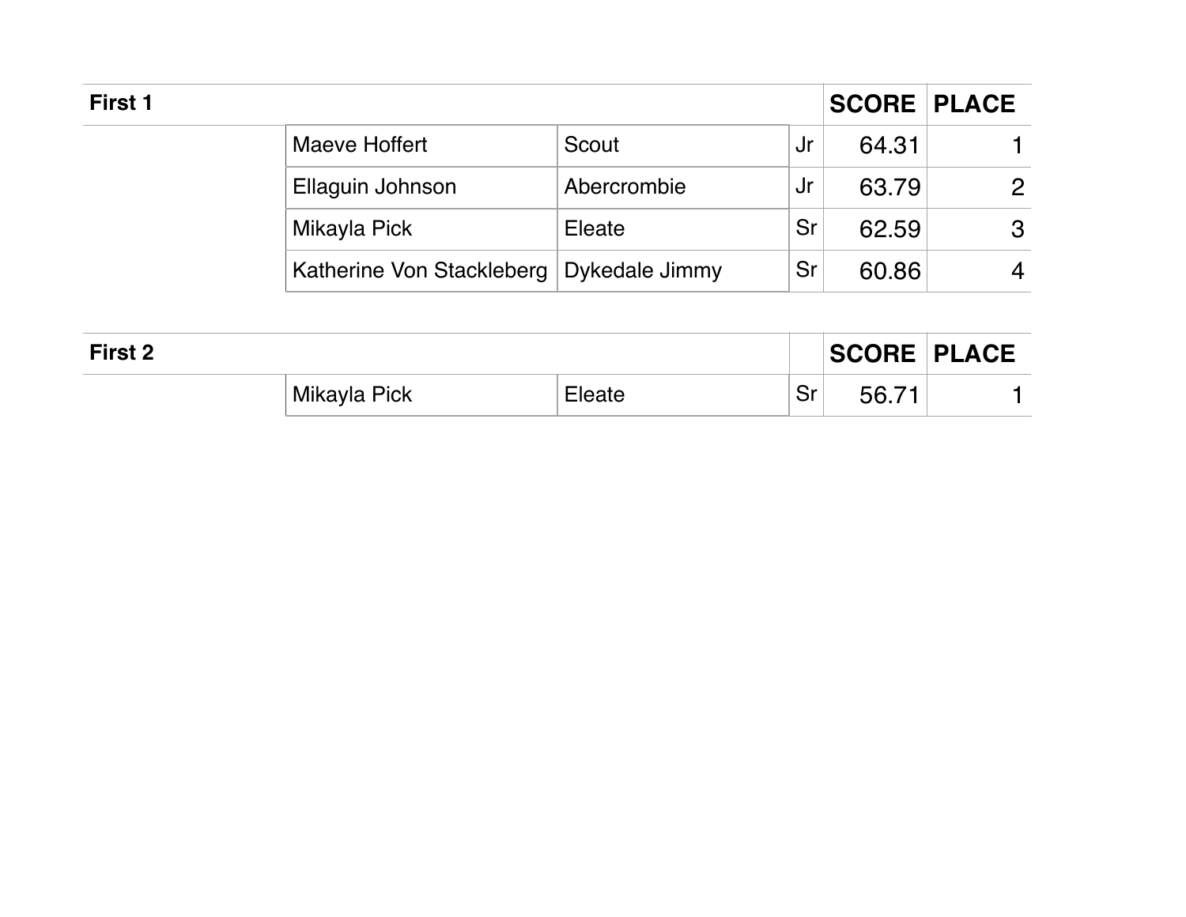| First 1 | | | | SCORE | PLACE |
|---|---|---|---|---|---|
| | Maeve Hoffert | Scout | Jr | 64.31 | 1 |
| | Ellaguin Johnson | Abercrombie | Jr | 63.79 | 2 |
| | Mikayla Pick | Eleate | Sr | 62.59 | 3 |
| | Katherine Von Stackleberg | Dykedale Jimmy | Sr | 60.86 | 4 |

| First 2 | | | | SCORE | PLACE |
|---|---|---|---|---|---|
| | Mikayla Pick | Eleate | Sr | 56.71 | 1 |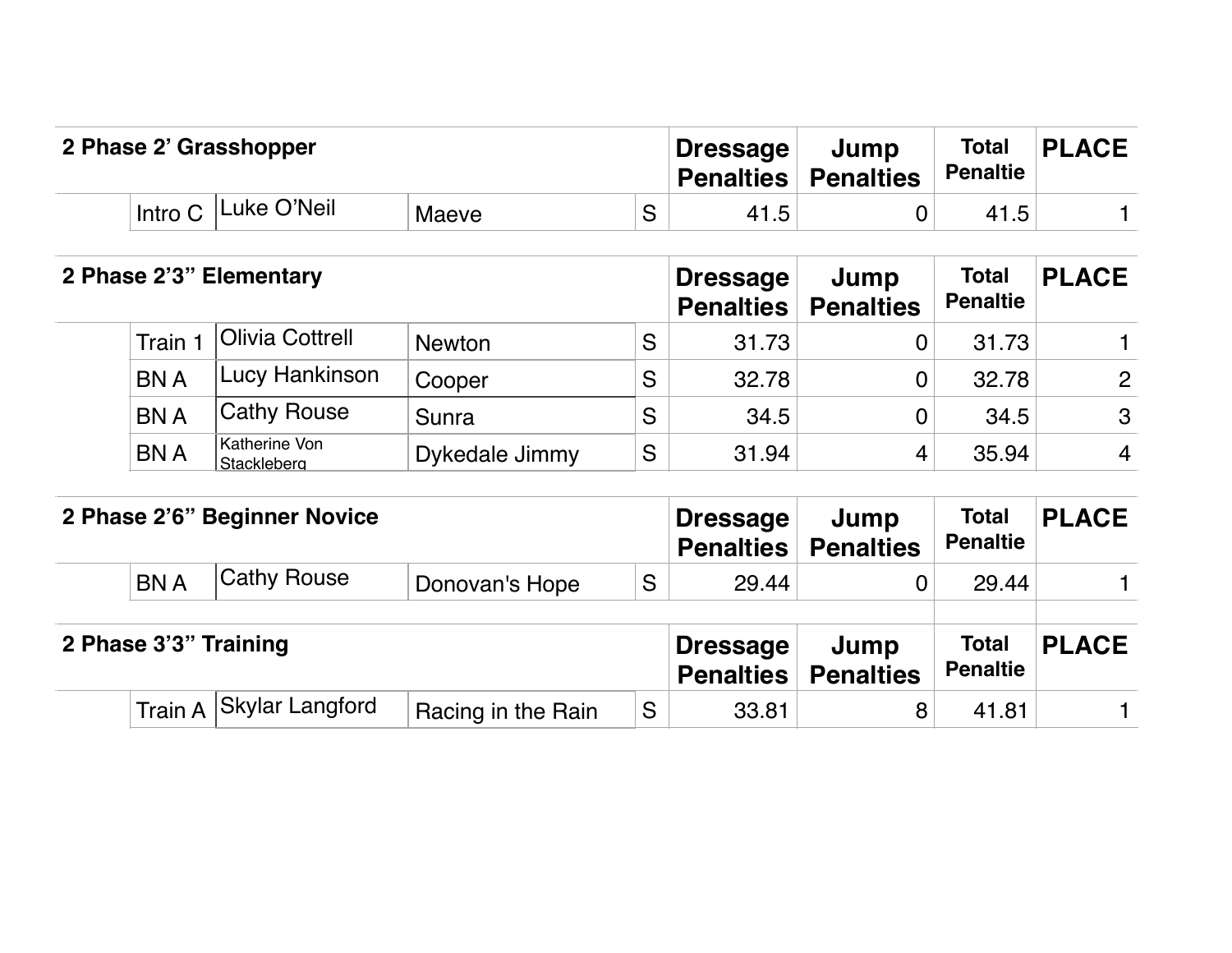| 2 Phase 2' Grasshopper | | | | Dressage Penalties | Jump Penalties | Total Penaltie | PLACE |
|---|---|---|---|---|---|---|---|
| Intro C | Luke O'Neil | Maeve | S | 41.5 | 0 | 41.5 | 1 |

| 2 Phase 2'3" Elementary | | | | Dressage Penalties | Jump Penalties | Total Penaltie | PLACE |
|---|---|---|---|---|---|---|---|
| Train 1 | Olivia Cottrell | Newton | S | 31.73 | 0 | 31.73 | 1 |
| BN A | Lucy Hankinson | Cooper | S | 32.78 | 0 | 32.78 | 2 |
| BN A | Cathy Rouse | Sunra | S | 34.5 | 0 | 34.5 | 3 |
| BN A | Katherine Von Stackleberg | Dykedale Jimmy | S | 31.94 | 4 | 35.94 | 4 |

| 2 Phase 2'6" Beginner Novice | | | | Dressage Penalties | Jump Penalties | Total Penaltie | PLACE |
|---|---|---|---|---|---|---|---|
| BN A | Cathy Rouse | Donovan's Hope | S | 29.44 | 0 | 29.44 | 1 |

| 2 Phase 3'3" Training | | | | Dressage Penalties | Jump Penalties | Total Penaltie | PLACE |
|---|---|---|---|---|---|---|---|
| Train A | Skylar Langford | Racing in the Rain | S | 33.81 | 8 | 41.81 | 1 |